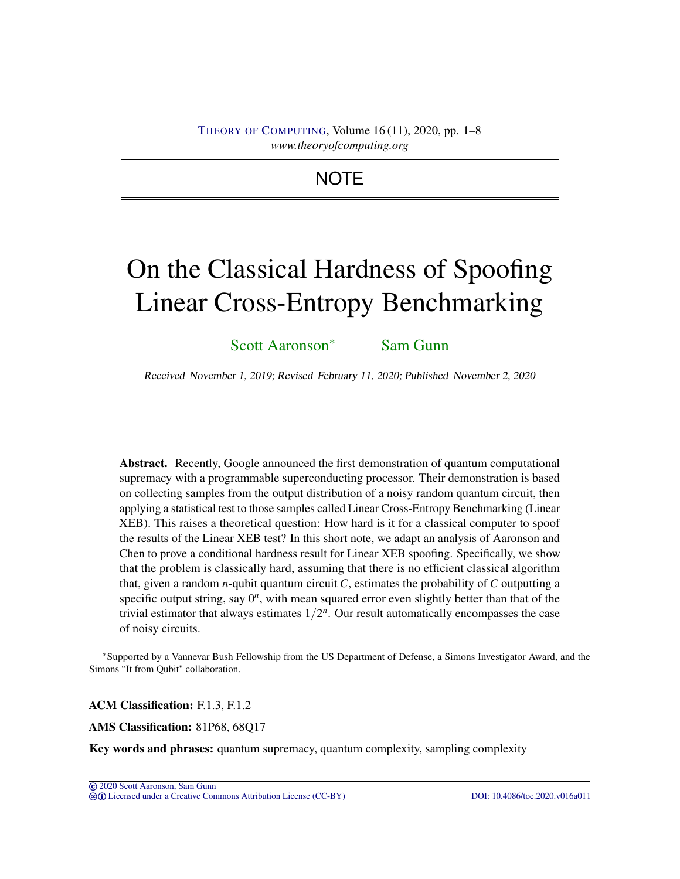NOTE

# On the Classical Hardness of Spoofing Linear Cross-Entropy Benchmarking

Scott Aaronson* Sam Gunn

*Received November 1, 2019; Revised February 11, 2020; Published November 2, 2020*

**Abstract.** Recently, Google announced the first demonstration of quantum computational supremacy with a programmable superconducting processor. Their demonstration is based on collecting samples from the output distribution of a noisy random quantum circuit, then applying a statistical test to those samples called Linear Cross-Entropy Benchmarking (Linear XEB). This raises a theoretical question: How hard is it for a classical computer to spoof the results of the Linear XEB test? In this short note, we adapt an analysis of Aaronson and Chen to prove a conditional hardness result for Linear XEB spoofing. Specifically, we show that the problem is classically hard, assuming that there is no efficient classical algorithm that, given a random $n$-qubit quantum circuit $C$, estimates the probability of $C$ outputting a specific output string, say $0^n$, with mean squared error even slightly better than that of the trivial estimator that always estimates $1/2^n$. Our result automatically encompasses the case of noisy circuits.

*Supported by a Vannevar Bush Fellowship from the US Department of Defense, a Simons Investigator Award, and the Simons "It from Qubit" collaboration.

**ACM Classification:** F.1.3, F.1.2

**AMS Classification:** 81P68, 68Q17

**Key words and phrases:** quantum supremacy, quantum complexity, sampling complexity

© 2020 Scott Aaronson, Sam Gunn
Licensed under a Creative Commons Attribution License (CC-BY)    DOI: 10.4086/toc.2020.v016a011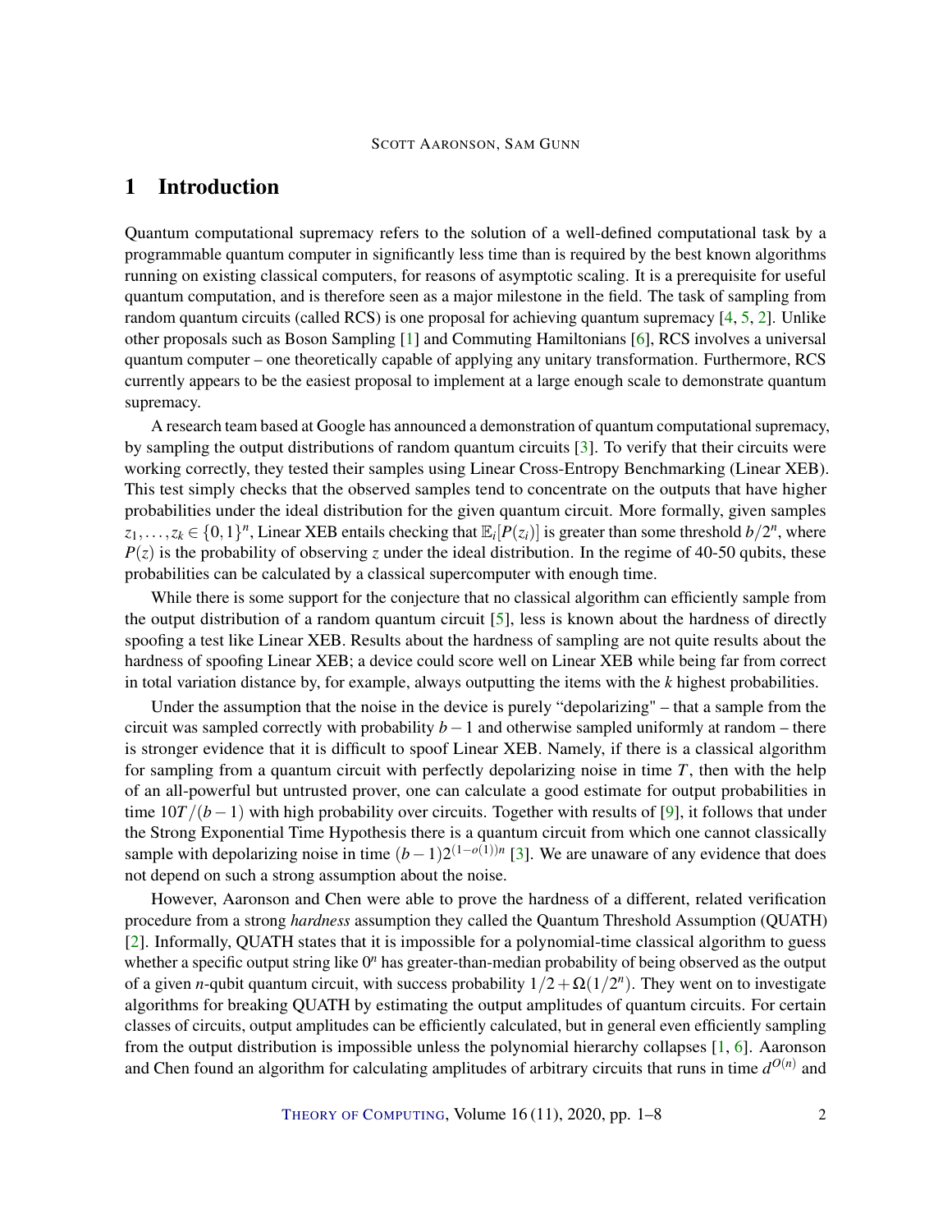# 1 Introduction

Quantum computational supremacy refers to the solution of a well-defined computational task by a programmable quantum computer in significantly less time than is required by the best known algorithms running on existing classical computers, for reasons of asymptotic scaling. It is a prerequisite for useful quantum computation, and is therefore seen as a major milestone in the field. The task of sampling from random quantum circuits (called RCS) is one proposal for achieving quantum supremacy [4, 5, 2]. Unlike other proposals such as Boson Sampling [1] and Commuting Hamiltonians [6], RCS involves a universal quantum computer – one theoretically capable of applying any unitary transformation. Furthermore, RCS currently appears to be the easiest proposal to implement at a large enough scale to demonstrate quantum supremacy.

A research team based at Google has announced a demonstration of quantum computational supremacy, by sampling the output distributions of random quantum circuits [3]. To verify that their circuits were working correctly, they tested their samples using Linear Cross-Entropy Benchmarking (Linear XEB). This test simply checks that the observed samples tend to concentrate on the outputs that have higher probabilities under the ideal distribution for the given quantum circuit. More formally, given samples $z_1, \dots, z_k \in \{0,1\}^n$, Linear XEB entails checking that $\mathbb{E}_i[P(z_i)]$ is greater than some threshold $b/2^n$, where $P(z)$ is the probability of observing $z$ under the ideal distribution. In the regime of 40-50 qubits, these probabilities can be calculated by a classical supercomputer with enough time.

While there is some support for the conjecture that no classical algorithm can efficiently sample from the output distribution of a random quantum circuit [5], less is known about the hardness of directly spoofing a test like Linear XEB. Results about the hardness of sampling are not quite results about the hardness of spoofing Linear XEB; a device could score well on Linear XEB while being far from correct in total variation distance by, for example, always outputting the items with the $k$ highest probabilities.

Under the assumption that the noise in the device is purely "depolarizing" – that a sample from the circuit was sampled correctly with probability $b-1$ and otherwise sampled uniformly at random – there is stronger evidence that it is difficult to spoof Linear XEB. Namely, if there is a classical algorithm for sampling from a quantum circuit with perfectly depolarizing noise in time $T$, then with the help of an all-powerful but untrusted prover, one can calculate a good estimate for output probabilities in time $10T/(b-1)$ with high probability over circuits. Together with results of [9], it follows that under the Strong Exponential Time Hypothesis there is a quantum circuit from which one cannot classically sample with depolarizing noise in time $(b-1)2^{(1-o(1))n}$ [3]. We are unaware of any evidence that does not depend on such a strong assumption about the noise.

However, Aaronson and Chen were able to prove the hardness of a different, related verification procedure from a strong *hardness* assumption they called the Quantum Threshold Assumption (QUATH) [2]. Informally, QUATH states that it is impossible for a polynomial-time classical algorithm to guess whether a specific output string like $0^n$ has greater-than-median probability of being observed as the output of a given $n$-qubit quantum circuit, with success probability $1/2 + \Omega(1/2^n)$. They went on to investigate algorithms for breaking QUATH by estimating the output amplitudes of quantum circuits. For certain classes of circuits, output amplitudes can be efficiently calculated, but in general even efficiently sampling from the output distribution is impossible unless the polynomial hierarchy collapses [1, 6]. Aaronson and Chen found an algorithm for calculating amplitudes of arbitrary circuits that runs in time $d^{O(n)}$ and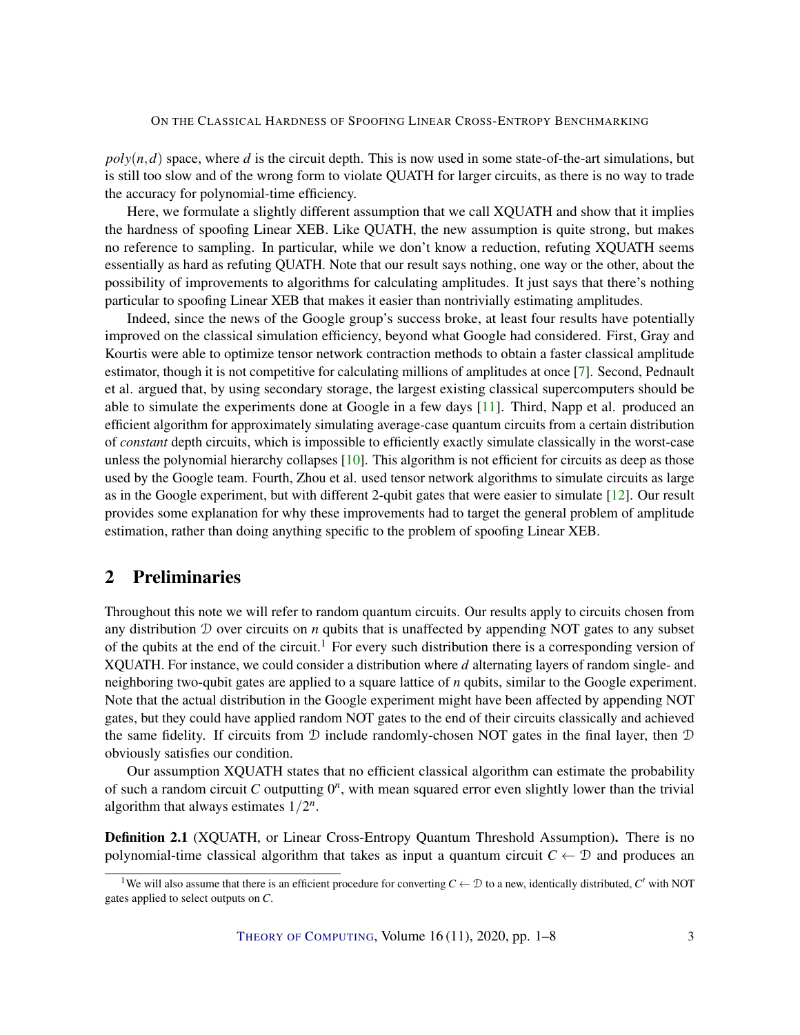$poly(n,d)$ space, where $d$ is the circuit depth. This is now used in some state-of-the-art simulations, but is still too slow and of the wrong form to violate QUATH for larger circuits, as there is no way to trade the accuracy for polynomial-time efficiency.

Here, we formulate a slightly different assumption that we call XQUATH and show that it implies the hardness of spoofing Linear XEB. Like QUATH, the new assumption is quite strong, but makes no reference to sampling. In particular, while we don't know a reduction, refuting XQUATH seems essentially as hard as refuting QUATH. Note that our result says nothing, one way or the other, about the possibility of improvements to algorithms for calculating amplitudes. It just says that there's nothing particular to spoofing Linear XEB that makes it easier than nontrivially estimating amplitudes.

Indeed, since the news of the Google group's success broke, at least four results have potentially improved on the classical simulation efficiency, beyond what Google had considered. First, Gray and Kourtis were able to optimize tensor network contraction methods to obtain a faster classical amplitude estimator, though it is not competitive for calculating millions of amplitudes at once [7]. Second, Pednault et al. argued that, by using secondary storage, the largest existing classical supercomputers should be able to simulate the experiments done at Google in a few days [11]. Third, Napp et al. produced an efficient algorithm for approximately simulating average-case quantum circuits from a certain distribution of *constant* depth circuits, which is impossible to efficiently exactly simulate classically in the worst-case unless the polynomial hierarchy collapses [10]. This algorithm is not efficient for circuits as deep as those used by the Google team. Fourth, Zhou et al. used tensor network algorithms to simulate circuits as large as in the Google experiment, but with different 2-qubit gates that were easier to simulate [12]. Our result provides some explanation for why these improvements had to target the general problem of amplitude estimation, rather than doing anything specific to the problem of spoofing Linear XEB.

## 2 Preliminaries

Throughout this note we will refer to random quantum circuits. Our results apply to circuits chosen from any distribution $\mathcal{D}$ over circuits on $n$ qubits that is unaffected by appending NOT gates to any subset of the qubits at the end of the circuit.[1] For every such distribution there is a corresponding version of XQUATH. For instance, we could consider a distribution where $d$ alternating layers of random single- and neighboring two-qubit gates are applied to a square lattice of $n$ qubits, similar to the Google experiment. Note that the actual distribution in the Google experiment might have been affected by appending NOT gates, but they could have applied random NOT gates to the end of their circuits classically and achieved the same fidelity. If circuits from $\mathcal{D}$ include randomly-chosen NOT gates in the final layer, then $\mathcal{D}$ obviously satisfies our condition.

Our assumption XQUATH states that no efficient classical algorithm can estimate the probability of such a random circuit $C$ outputting $0^n$, with mean squared error even slightly lower than the trivial algorithm that always estimates $1/2^n$.

**Definition 2.1** (XQUATH, or Linear Cross-Entropy Quantum Threshold Assumption)**.** There is no polynomial-time classical algorithm that takes as input a quantum circuit $C \leftarrow \mathcal{D}$ and produces an

[1] We will also assume that there is an efficient procedure for converting $C \leftarrow \mathcal{D}$ to a new, identically distributed, $C'$ with NOT gates applied to select outputs on $C$.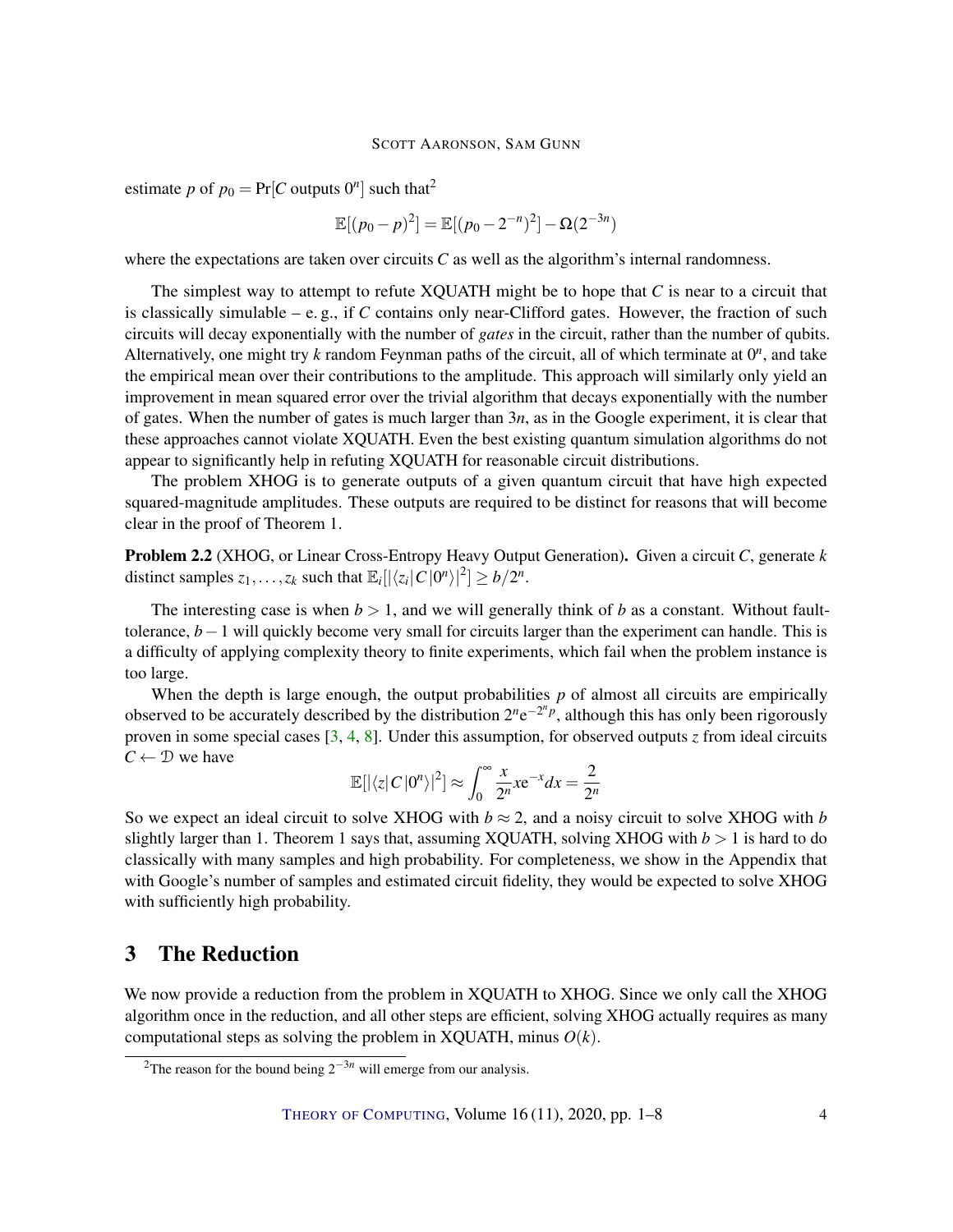estimate $p$ of $p_0 = \Pr[C \text{ outputs } 0^n]$ such that[2]

$$\mathbb{E}[(p_0 - p)^2] = \mathbb{E}[(p_0 - 2^{-n})^2] - \Omega(2^{-3n})$$

where the expectations are taken over circuits $C$ as well as the algorithm's internal randomness.

The simplest way to attempt to refute XQUATH might be to hope that $C$ is near to a circuit that is classically simulable – e. g., if $C$ contains only near-Clifford gates. However, the fraction of such circuits will decay exponentially with the number of *gates* in the circuit, rather than the number of qubits. Alternatively, one might try $k$ random Feynman paths of the circuit, all of which terminate at $0^n$, and take the empirical mean over their contributions to the amplitude. This approach will similarly only yield an improvement in mean squared error over the trivial algorithm that decays exponentially with the number of gates. When the number of gates is much larger than $3n$, as in the Google experiment, it is clear that these approaches cannot violate XQUATH. Even the best existing quantum simulation algorithms do not appear to significantly help in refuting XQUATH for reasonable circuit distributions.

The problem XHOG is to generate outputs of a given quantum circuit that have high expected squared-magnitude amplitudes. These outputs are required to be distinct for reasons that will become clear in the proof of Theorem 1.

**Problem 2.2** (XHOG, or Linear Cross-Entropy Heavy Output Generation)**.** Given a circuit $C$, generate $k$ distinct samples $z_1, \ldots, z_k$ such that $\mathbb{E}_i[|\langle z_i|C|0^n\rangle|^2] \geq b/2^n$.

The interesting case is when $b > 1$, and we will generally think of $b$ as a constant. Without fault-tolerance, $b - 1$ will quickly become very small for circuits larger than the experiment can handle. This is a difficulty of applying complexity theory to finite experiments, which fail when the problem instance is too large.

When the depth is large enough, the output probabilities $p$ of almost all circuits are empirically observed to be accurately described by the distribution $2^n e^{-2^n p}$, although this has only been rigorously proven in some special cases [3, 4, 8]. Under this assumption, for observed outputs $z$ from ideal circuits $C \leftarrow \mathcal{D}$ we have

$$\mathbb{E}[|\langle z|C|0^n\rangle|^2] \approx \int_0^\infty \frac{x}{2^n} x e^{-x} dx = \frac{2}{2^n}$$

So we expect an ideal circuit to solve XHOG with $b \approx 2$, and a noisy circuit to solve XHOG with $b$ slightly larger than 1. Theorem 1 says that, assuming XQUATH, solving XHOG with $b > 1$ is hard to do classically with many samples and high probability. For completeness, we show in the Appendix that with Google's number of samples and estimated circuit fidelity, they would be expected to solve XHOG with sufficiently high probability.

## 3 The Reduction

We now provide a reduction from the problem in XQUATH to XHOG. Since we only call the XHOG algorithm once in the reduction, and all other steps are efficient, solving XHOG actually requires as many computational steps as solving the problem in XQUATH, minus $O(k)$.

[2] The reason for the bound being $2^{-3n}$ will emerge from our analysis.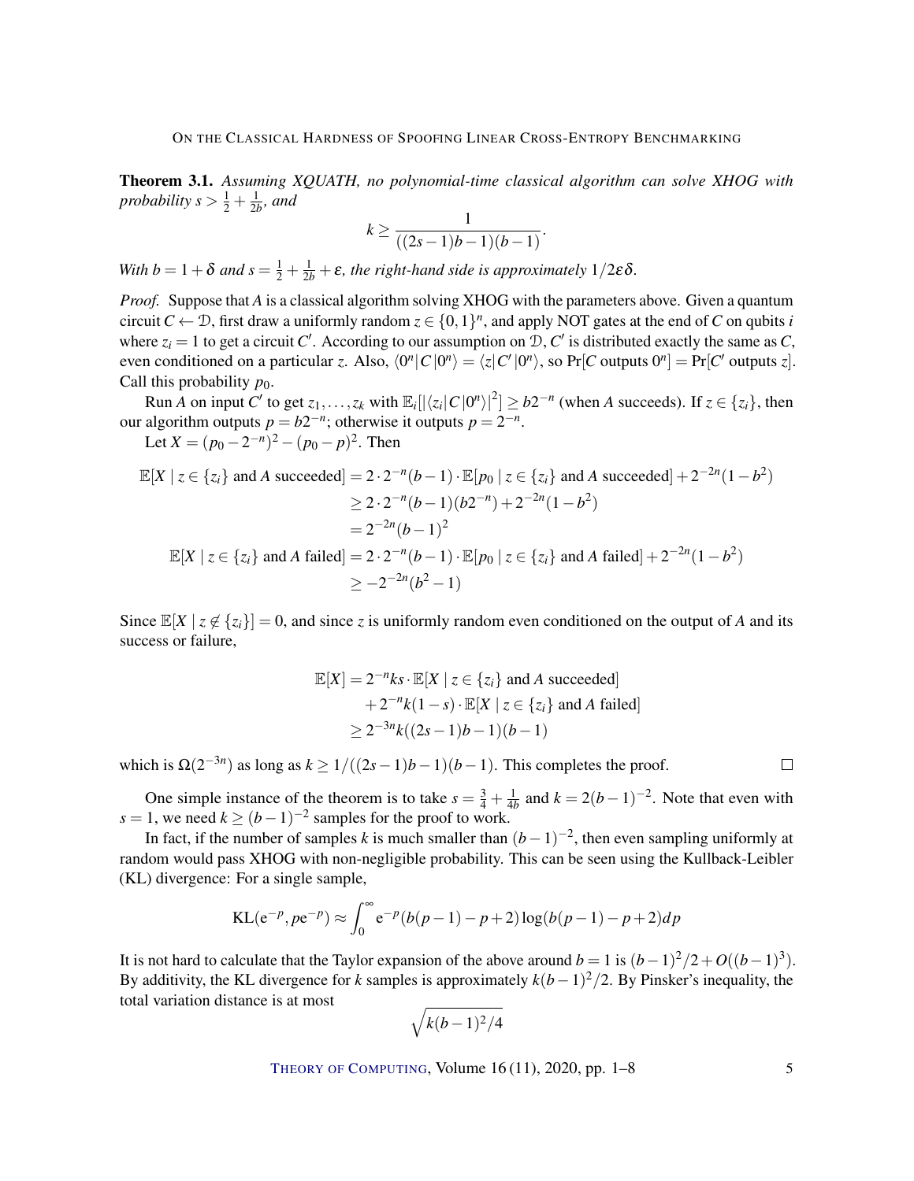**Theorem 3.1.** *Assuming XQUATH, no polynomial-time classical algorithm can solve XHOG with probability $s > \frac{1}{2} + \frac{1}{2b}$, and*

$$k \geq \frac{1}{((2s-1)b-1)(b-1)}.$$

*With $b = 1+\delta$ and $s = \frac{1}{2} + \frac{1}{2b} + \varepsilon$, the right-hand side is approximately $1/2\varepsilon\delta$.*

*Proof.* Suppose that $A$ is a classical algorithm solving XHOG with the parameters above. Given a quantum circuit $C \leftarrow \mathcal{D}$, first draw a uniformly random $z \in \{0,1\}^n$, and apply NOT gates at the end of $C$ on qubits $i$ where $z_i = 1$ to get a circuit $C'$. According to our assumption on $\mathcal{D}$, $C'$ is distributed exactly the same as $C$, even conditioned on a particular $z$. Also, $\langle 0^n | C | 0^n \rangle = \langle z | C' | 0^n \rangle$, so $\Pr[C \text{ outputs } 0^n] = \Pr[C' \text{ outputs } z]$. Call this probability $p_0$.

Run $A$ on input $C'$ to get $z_1, \ldots, z_k$ with $\mathbb{E}_i[|\langle z_i | C | 0^n \rangle|^2] \geq b2^{-n}$ (when $A$ succeeds). If $z \in \{z_i\}$, then our algorithm outputs $p = b2^{-n}$; otherwise it outputs $p = 2^{-n}$.

Let $X = (p_0 - 2^{-n})^2 - (p_0 - p)^2$. Then

$$\begin{aligned}
\mathbb{E}[X \mid z \in \{z_i\} \text{ and } A \text{ succeeded}] &= 2 \cdot 2^{-n}(b-1) \cdot \mathbb{E}[p_0 \mid z \in \{z_i\} \text{ and } A \text{ succeeded}] + 2^{-2n}(1-b^2) \\
&\geq 2 \cdot 2^{-n}(b-1)(b2^{-n}) + 2^{-2n}(1-b^2) \\
&= 2^{-2n}(b-1)^2 \\
\mathbb{E}[X \mid z \in \{z_i\} \text{ and } A \text{ failed}] &= 2 \cdot 2^{-n}(b-1) \cdot \mathbb{E}[p_0 \mid z \in \{z_i\} \text{ and } A \text{ failed}] + 2^{-2n}(1-b^2) \\
&\geq -2^{-2n}(b^2-1)
\end{aligned}$$

Since $\mathbb{E}[X \mid z \notin \{z_i\}] = 0$, and since $z$ is uniformly random even conditioned on the output of $A$ and its success or failure,

$$\begin{aligned}
\mathbb{E}[X] &= 2^{-n}ks \cdot \mathbb{E}[X \mid z \in \{z_i\} \text{ and } A \text{ succeeded}] \\
&\quad + 2^{-n}k(1-s) \cdot \mathbb{E}[X \mid z \in \{z_i\} \text{ and } A \text{ failed}] \\
&\geq 2^{-3n}k((2s-1)b-1)(b-1)
\end{aligned}$$

which is $\Omega(2^{-3n})$ as long as $k \geq 1/((2s-1)b-1)(b-1)$. This completes the proof. ◻

One simple instance of the theorem is to take $s = \frac{3}{4} + \frac{1}{4b}$ and $k = 2(b-1)^{-2}$. Note that even with $s = 1$, we need $k \geq (b-1)^{-2}$ samples for the proof to work.

In fact, if the number of samples $k$ is much smaller than $(b-1)^{-2}$, then even sampling uniformly at random would pass XHOG with non-negligible probability. This can be seen using the Kullback-Leibler (KL) divergence: For a single sample,

$$\mathrm{KL}(\mathrm{e}^{-p}, p\mathrm{e}^{-p}) \approx \int_0^\infty \mathrm{e}^{-p}(b(p-1)-p+2)\log(b(p-1)-p+2)dp$$

It is not hard to calculate that the Taylor expansion of the above around $b = 1$ is $(b-1)^2/2 + O((b-1)^3)$. By additivity, the KL divergence for $k$ samples is approximately $k(b-1)^2/2$. By Pinsker's inequality, the total variation distance is at most

$$\sqrt{k(b-1)^2/4}$$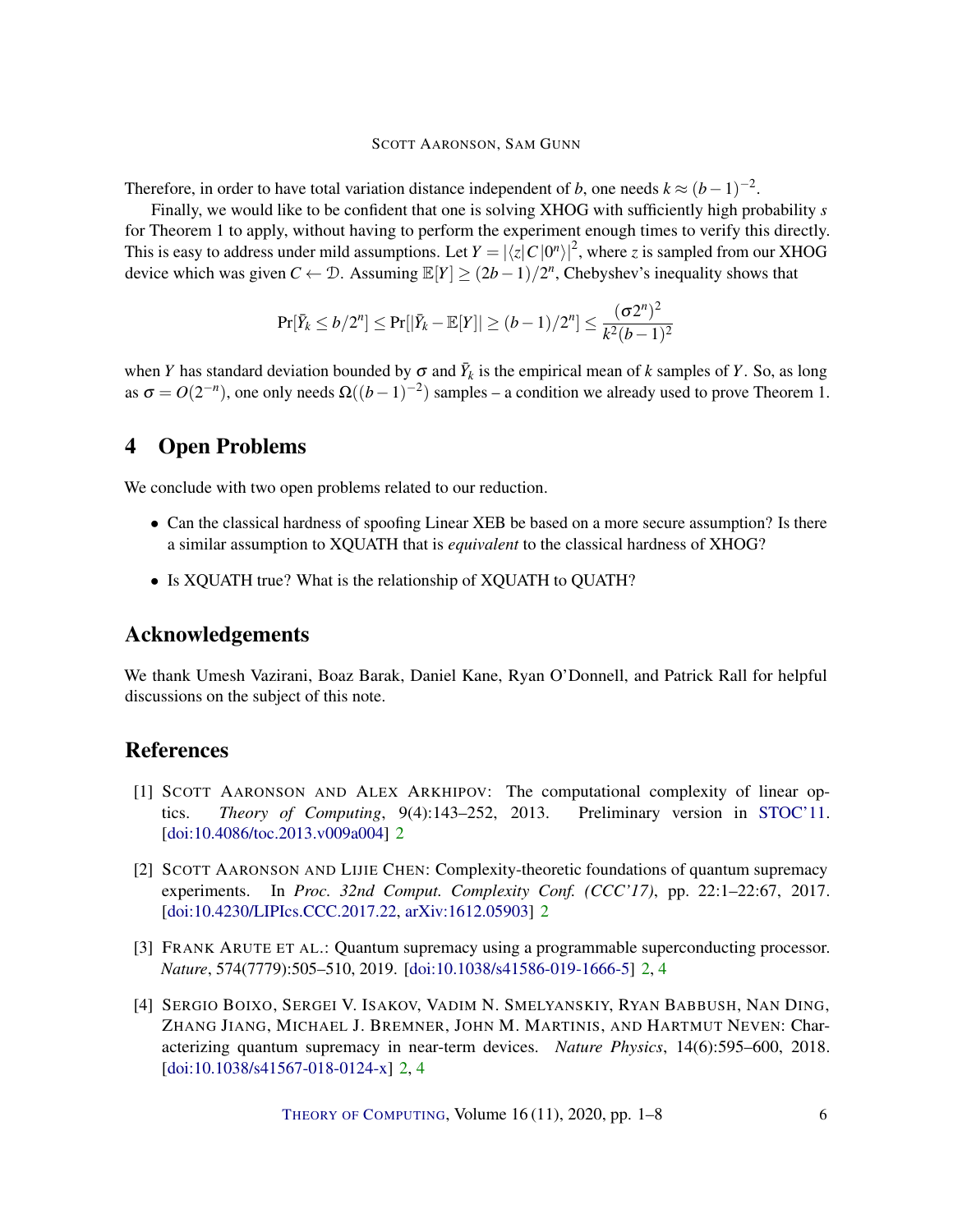Therefore, in order to have total variation distance independent of $b$, one needs $k \approx (b-1)^{-2}$.

Finally, we would like to be confident that one is solving XHOG with sufficiently high probability $s$ for Theorem 1 to apply, without having to perform the experiment enough times to verify this directly. This is easy to address under mild assumptions. Let $Y = |\langle z|C|0^n\rangle|^2$, where $z$ is sampled from our XHOG device which was given $C \leftarrow \mathcal{D}$. Assuming $\mathbb{E}[Y] \geq (2b-1)/2^n$, Chebyshev's inequality shows that

$$\Pr[\bar{Y}_k \leq b/2^n] \leq \Pr[|\bar{Y}_k - \mathbb{E}[Y]| \geq (b-1)/2^n] \leq \frac{(\sigma 2^n)^2}{k^2(b-1)^2}$$

when $Y$ has standard deviation bounded by $\sigma$ and $\bar{Y}_k$ is the empirical mean of $k$ samples of $Y$. So, as long as $\sigma = O(2^{-n})$, one only needs $\Omega((b-1)^{-2})$ samples – a condition we already used to prove Theorem 1.

## 4 Open Problems

We conclude with two open problems related to our reduction.

- Can the classical hardness of spoofing Linear XEB be based on a more secure assumption? Is there a similar assumption to XQUATH that is *equivalent* to the classical hardness of XHOG?
- Is XQUATH true? What is the relationship of XQUATH to QUATH?

## Acknowledgements

We thank Umesh Vazirani, Boaz Barak, Daniel Kane, Ryan O'Donnell, and Patrick Rall for helpful discussions on the subject of this note.

## References

[1] Scott Aaronson and Alex Arkhipov: The computational complexity of linear optics. *Theory of Computing*, 9(4):143–252, 2013. Preliminary version in STOC'11. [doi:10.4086/toc.2013.v009a004] 2

[2] Scott Aaronson and Lijie Chen: Complexity-theoretic foundations of quantum supremacy experiments. In *Proc. 32nd Comput. Complexity Conf. (CCC'17)*, pp. 22:1–22:67, 2017. [doi:10.4230/LIPIcs.CCC.2017.22, arXiv:1612.05903] 2

[3] Frank Arute et al.: Quantum supremacy using a programmable superconducting processor. *Nature*, 574(7779):505–510, 2019. [doi:10.1038/s41586-019-1666-5] 2, 4

[4] Sergio Boixo, Sergei V. Isakov, Vadim N. Smelyanskiy, Ryan Babbush, Nan Ding, Zhang Jiang, Michael J. Bremner, John M. Martinis, and Hartmut Neven: Characterizing quantum supremacy in near-term devices. *Nature Physics*, 14(6):595–600, 2018. [doi:10.1038/s41567-018-0124-x] 2, 4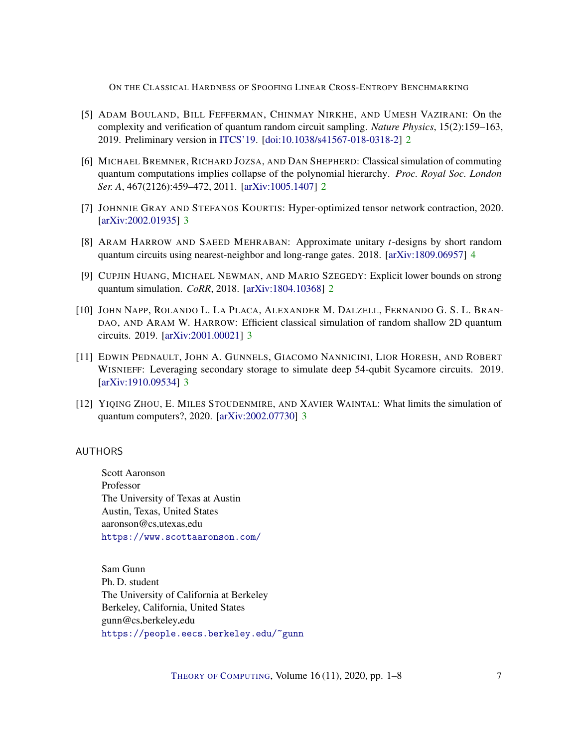[5] Adam Bouland, Bill Fefferman, Chinmay Nirkhe, and Umesh Vazirani: On the complexity and verification of quantum random circuit sampling. *Nature Physics*, 15(2):159–163, 2019. Preliminary version in ITCS'19. [doi:10.1038/s41567-018-0318-2] 2

[6] Michael Bremner, Richard Jozsa, and Dan Shepherd: Classical simulation of commuting quantum computations implies collapse of the polynomial hierarchy. *Proc. Royal Soc. London Ser. A*, 467(2126):459–472, 2011. [arXiv:1005.1407] 2

[7] Johnnie Gray and Stefanos Kourtis: Hyper-optimized tensor network contraction, 2020. [arXiv:2002.01935] 3

[8] Aram Harrow and Saeed Mehraban: Approximate unitary $t$-designs by short random quantum circuits using nearest-neighbor and long-range gates. 2018. [arXiv:1809.06957] 4

[9] Cupjin Huang, Michael Newman, and Mario Szegedy: Explicit lower bounds on strong quantum simulation. *CoRR*, 2018. [arXiv:1804.10368] 2

[10] John Napp, Rolando L. La Placa, Alexander M. Dalzell, Fernando G. S. L. Brandao, and Aram W. Harrow: Efficient classical simulation of random shallow 2D quantum circuits. 2019. [arXiv:2001.00021] 3

[11] Edwin Pednault, John A. Gunnels, Giacomo Nannicini, Lior Horesh, and Robert Wisnieff: Leveraging secondary storage to simulate deep 54-qubit Sycamore circuits. 2019. [arXiv:1910.09534] 3

[12] Yiqing Zhou, E. Miles Stoudenmire, and Xavier Waintal: What limits the simulation of quantum computers?, 2020. [arXiv:2002.07730] 3

## AUTHORS

Scott Aaronson
Professor
The University of Texas at Austin
Austin, Texas, United States
aaronson@cs.utexas.edu
https://www.scottaaronson.com/

Sam Gunn
Ph. D. student
The University of California at Berkeley
Berkeley, California, United States
gunn@cs.berkeley.edu
https://people.eecs.berkeley.edu/~gunn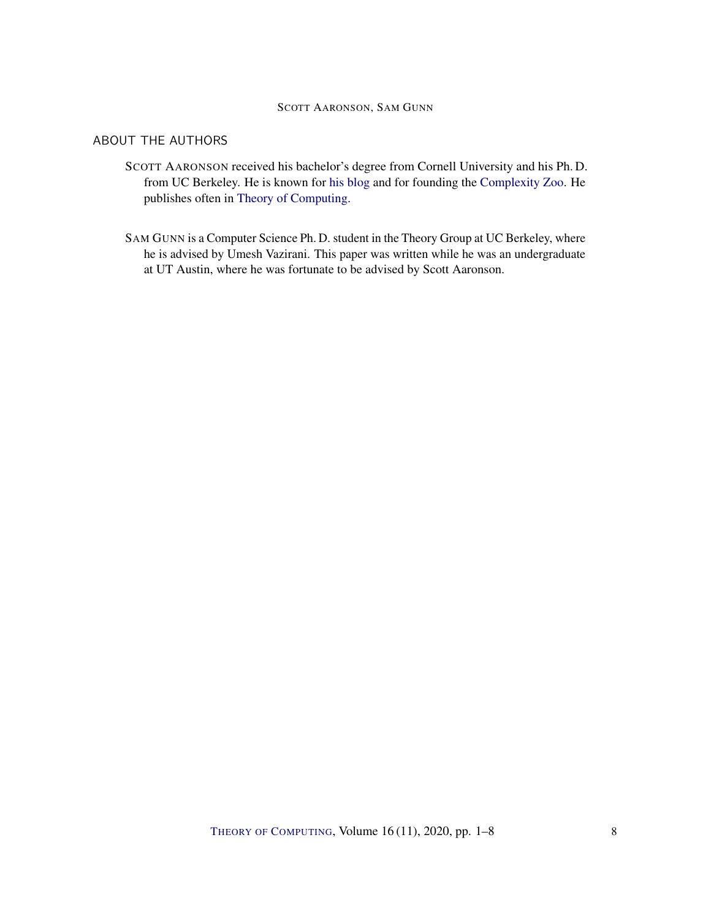## ABOUT THE AUTHORS

SCOTT AARONSON received his bachelor's degree from Cornell University and his Ph. D. from UC Berkeley. He is known for his blog and for founding the Complexity Zoo. He publishes often in Theory of Computing.

SAM GUNN is a Computer Science Ph. D. student in the Theory Group at UC Berkeley, where he is advised by Umesh Vazirani. This paper was written while he was an undergraduate at UT Austin, where he was fortunate to be advised by Scott Aaronson.